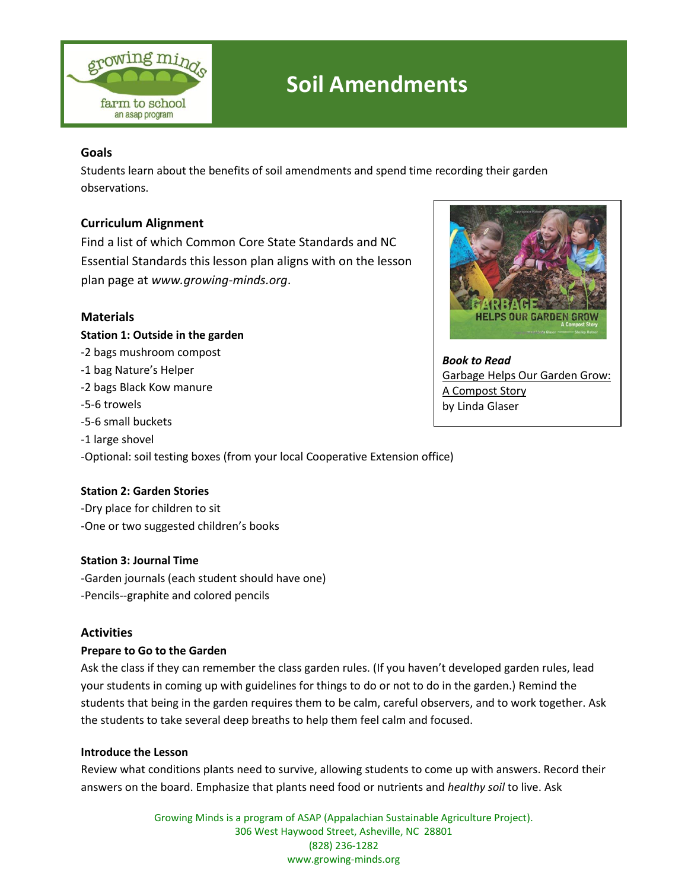# Soil Amendments

### Goals

Students learn about the benefits of soil amendments and spend time recording their garden observations.

### Curriculum Alignment

Find a list of which Common Core State Standards and NC Essential Standards this lesson plan aligns with on the lesson plan page at *www.growing-minds.org*.

***Book to Read***
Garbage Helps Our Garden Grow: A Compost Story
by Linda Glaser

### Materials

**Station 1: Outside in the garden**

-2 bags mushroom compost
-1 bag Nature's Helper
-2 bags Black Kow manure
-5-6 trowels
-5-6 small buckets
-1 large shovel
-Optional: soil testing boxes (from your local Cooperative Extension office)

**Station 2: Garden Stories**

-Dry place for children to sit
-One or two suggested children's books

**Station 3: Journal Time**

-Garden journals (each student should have one)
-Pencils--graphite and colored pencils

### Activities

**Prepare to Go to the Garden**

Ask the class if they can remember the class garden rules. (If you haven't developed garden rules, lead your students in coming up with guidelines for things to do or not to do in the garden.) Remind the students that being in the garden requires them to be calm, careful observers, and to work together. Ask the students to take several deep breaths to help them feel calm and focused.

**Introduce the Lesson**

Review what conditions plants need to survive, allowing students to come up with answers. Record their answers on the board. Emphasize that plants need food or nutrients and *healthy soil* to live. Ask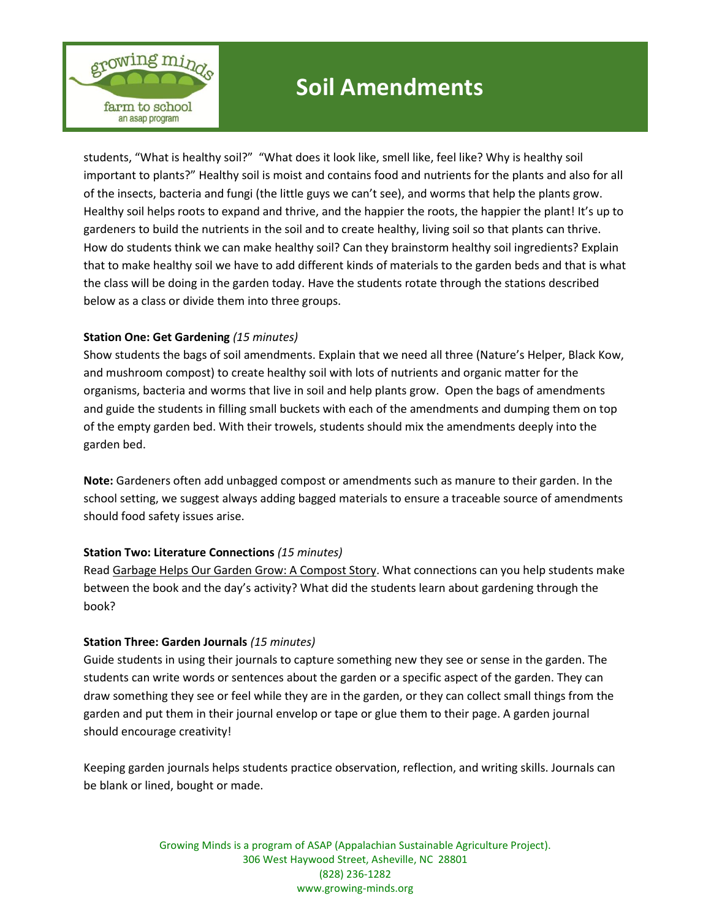students, "What is healthy soil?" "What does it look like, smell like, feel like? Why is healthy soil important to plants?" Healthy soil is moist and contains food and nutrients for the plants and also for all of the insects, bacteria and fungi (the little guys we can't see), and worms that help the plants grow. Healthy soil helps roots to expand and thrive, and the happier the roots, the happier the plant! It's up to gardeners to build the nutrients in the soil and to create healthy, living soil so that plants can thrive. How do students think we can make healthy soil? Can they brainstorm healthy soil ingredients? Explain that to make healthy soil we have to add different kinds of materials to the garden beds and that is what the class will be doing in the garden today. Have the students rotate through the stations described below as a class or divide them into three groups.

**Station One: Get Gardening** *(15 minutes)*

Show students the bags of soil amendments. Explain that we need all three (Nature's Helper, Black Kow, and mushroom compost) to create healthy soil with lots of nutrients and organic matter for the organisms, bacteria and worms that live in soil and help plants grow. Open the bags of amendments and guide the students in filling small buckets with each of the amendments and dumping them on top of the empty garden bed. With their trowels, students should mix the amendments deeply into the garden bed.

**Note:** Gardeners often add unbagged compost or amendments such as manure to their garden. In the school setting, we suggest always adding bagged materials to ensure a traceable source of amendments should food safety issues arise.

**Station Two: Literature Connections** *(15 minutes)*

Read Garbage Helps Our Garden Grow: A Compost Story. What connections can you help students make between the book and the day's activity? What did the students learn about gardening through the book?

**Station Three: Garden Journals** *(15 minutes)*

Guide students in using their journals to capture something new they see or sense in the garden. The students can write words or sentences about the garden or a specific aspect of the garden. They can draw something they see or feel while they are in the garden, or they can collect small things from the garden and put them in their journal envelop or tape or glue them to their page. A garden journal should encourage creativity!

Keeping garden journals helps students practice observation, reflection, and writing skills. Journals can be blank or lined, bought or made.